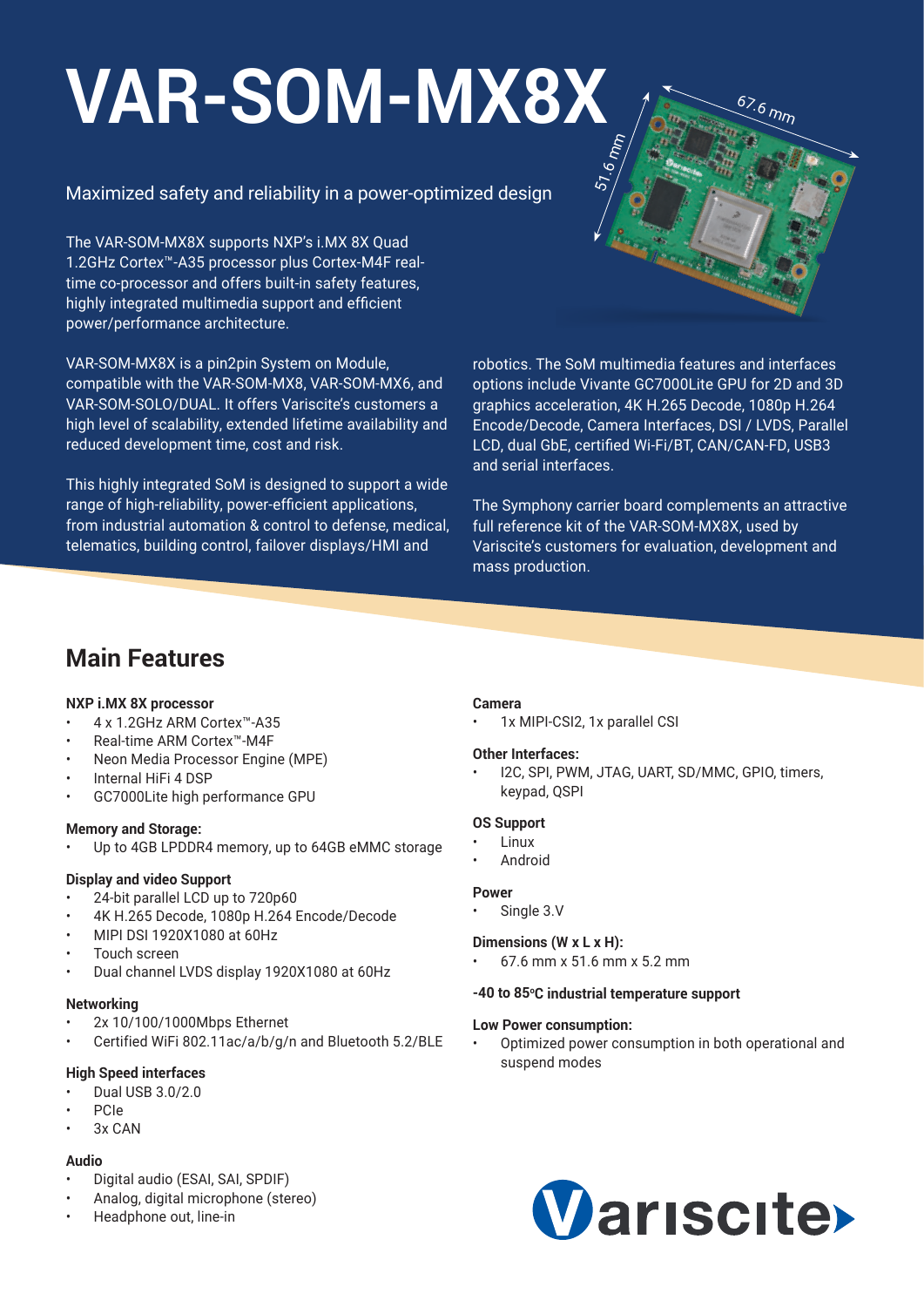# VAR-SOM-MX8X

Maximized safety and reliability in a power-optimized design

The VAR-SOM-MX8X supports NXP's i.MX 8X Quad 1.2GHz Cortex™-A35 processor plus Cortex-M4F real-time co-processor and offers built-in safety features, highly integrated multimedia support and efficient power/performance architecture.

VAR-SOM-MX8X is a pin2pin System on Module, compatible with the VAR-SOM-MX8, VAR-SOM-MX6, and VAR-SOM-SOLO/DUAL. It offers Variscite's customers a high level of scalability, extended lifetime availability and reduced development time, cost and risk.

This highly integrated SoM is designed to support a wide range of high-reliability, power-efficient applications, from industrial automation & control to defense, medical, telematics, building control, failover displays/HMI and robotics. The SoM multimedia features and interfaces options include Vivante GC7000Lite GPU for 2D and 3D graphics acceleration, 4K H.265 Decode, 1080p H.264 Encode/Decode, Camera Interfaces, DSI / LVDS, Parallel LCD, dual GbE, certified Wi-Fi/BT, CAN/CAN-FD, USB3 and serial interfaces.

The Symphony carrier board complements an attractive full reference kit of the VAR-SOM-MX8X, used by Variscite's customers for evaluation, development and mass production.

## Main Features

**NXP i.MX 8X processor**
- 4 x 1.2GHz ARM Cortex™-A35
- Real-time ARM Cortex™-M4F
- Neon Media Processor Engine (MPE)
- Internal HiFi 4 DSP
- GC7000Lite high performance GPU

**Memory and Storage:**
- Up to 4GB LPDDR4 memory, up to 64GB eMMC storage

**Display and video Support**
- 24-bit parallel LCD up to 720p60
- 4K H.265 Decode, 1080p H.264 Encode/Decode
- MIPI DSI 1920X1080 at 60Hz
- Touch screen
- Dual channel LVDS display 1920X1080 at 60Hz

**Networking**
- 2x 10/100/1000Mbps Ethernet
- Certified WiFi 802.11ac/a/b/g/n and Bluetooth 5.2/BLE

**High Speed interfaces**
- Dual USB 3.0/2.0
- PCIe
- 3x CAN

**Audio**
- Digital audio (ESAI, SAI, SPDIF)
- Analog, digital microphone (stereo)
- Headphone out, line-in

**Camera**
- 1x MIPI-CSI2, 1x parallel CSI

**Other Interfaces:**
- I2C, SPI, PWM, JTAG, UART, SD/MMC, GPIO, timers, keypad, QSPI

**OS Support**
- Linux
- Android

**Power**
- Single 3.V

**Dimensions (W x L x H):**
- 67.6 mm x 51.6 mm x 5.2 mm

**-40 to 85ºC industrial temperature support**

**Low Power consumption:**
- Optimized power consumption in both operational and suspend modes

Variscite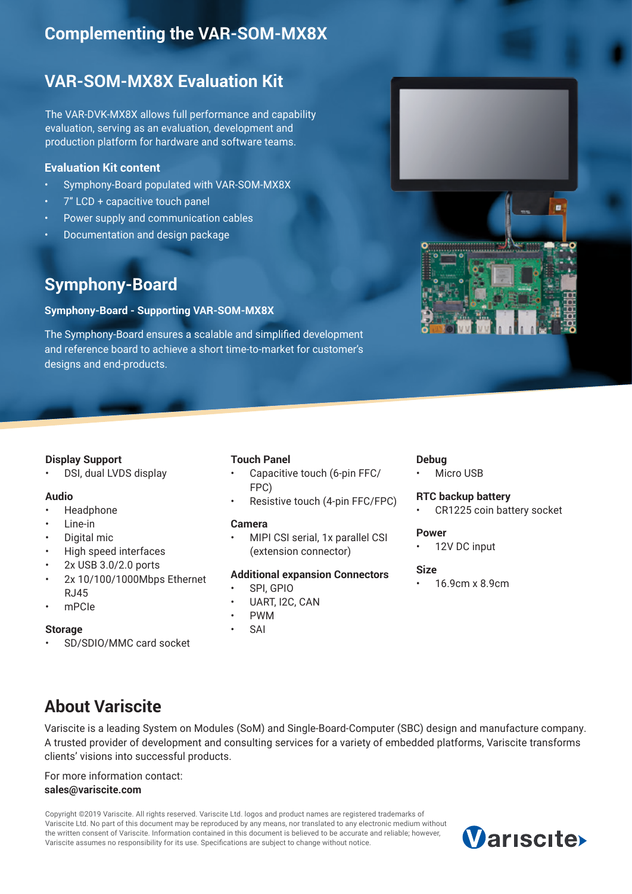## Complementing the VAR-SOM-MX8X

## VAR-SOM-MX8X Evaluation Kit

The VAR-DVK-MX8X allows full performance and capability evaluation, serving as an evaluation, development and production platform for hardware and software teams.

### Evaluation Kit content

- Symphony-Board populated with VAR-SOM-MX8X
- 7" LCD + capacitive touch panel
- Power supply and communication cables
- Documentation and design package

## Symphony-Board

**Symphony-Board - Supporting VAR-SOM-MX8X**

The Symphony-Board ensures a scalable and simplified development and reference board to achieve a short time-to-market for customer's designs and end-products.

**Display Support**

- DSI, dual LVDS display

**Audio**

- Headphone
- Line-in
- Digital mic
- High speed interfaces
- 2x USB 3.0/2.0 ports
- 2x 10/100/1000Mbps Ethernet RJ45
- mPCIe

**Storage**

- SD/SDIO/MMC card socket

**Touch Panel**

- Capacitive touch (6-pin FFC/FPC)
- Resistive touch (4-pin FFC/FPC)

**Camera**

- MIPI CSI serial, 1x parallel CSI (extension connector)

**Additional expansion Connectors**

- SPI, GPIO
- UART, I2C, CAN
- PWM
- SAI

**Debug**

- Micro USB

**RTC backup battery**

- CR1225 coin battery socket

**Power**

- 12V DC input

**Size**

- 16.9cm x 8.9cm

## About Variscite

Variscite is a leading System on Modules (SoM) and Single-Board-Computer (SBC) design and manufacture company. A trusted provider of development and consulting services for a variety of embedded platforms, Variscite transforms clients' visions into successful products.

For more information contact:
**sales@variscite.com**

Copyright ©2019 Variscite. All rights reserved. Variscite Ltd. logos and product names are registered trademarks of Variscite Ltd. No part of this document may be reproduced by any means, nor translated to any electronic medium without the written consent of Variscite. Information contained in this document is believed to be accurate and reliable; however, Variscite assumes no responsibility for its use. Specifications are subject to change without notice.

Variscite